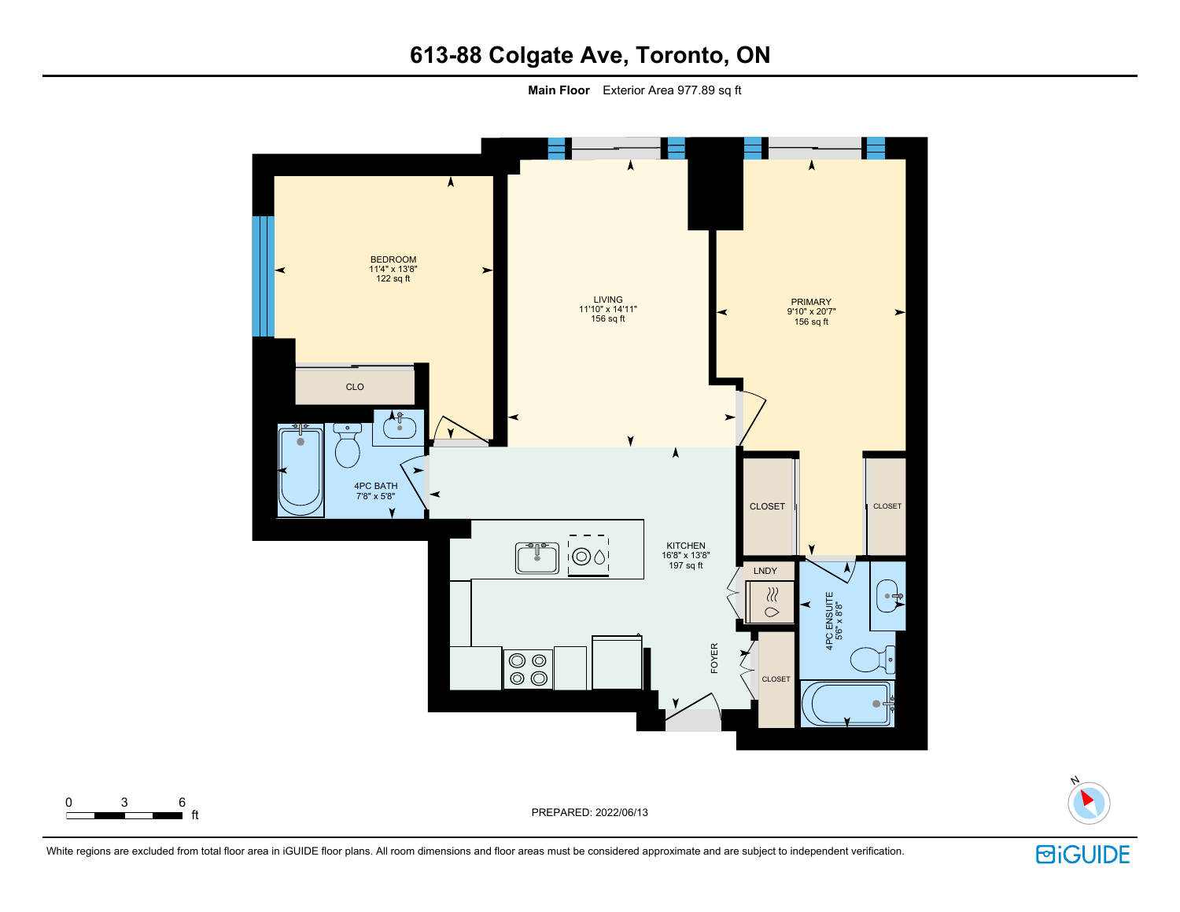# 613-88 Colgate Ave, Toronto, ON

**Main Floor** Exterior Area 977.89 sq ft

BEDROOM
11'4" x 13'8"
122 sq ft

LIVING
11'10" x 14'11"
156 sq ft

PRIMARY
9'10" x 20'7"
156 sq ft

CLO

4PC BATH
7'8" x 5'8"

KITCHEN
16'8" x 13'8"
197 sq ft

CLOSET

CLOSET

LNDY

4PC ENSUITE
5'6" x 8'8"

FOYER

CLOSET

0 3 6 ft

PREPARED: 2022/06/13

N

White regions are excluded from total floor area in iGUIDE floor plans. All room dimensions and floor areas must be considered approximate and are subject to independent verification.

iGUIDE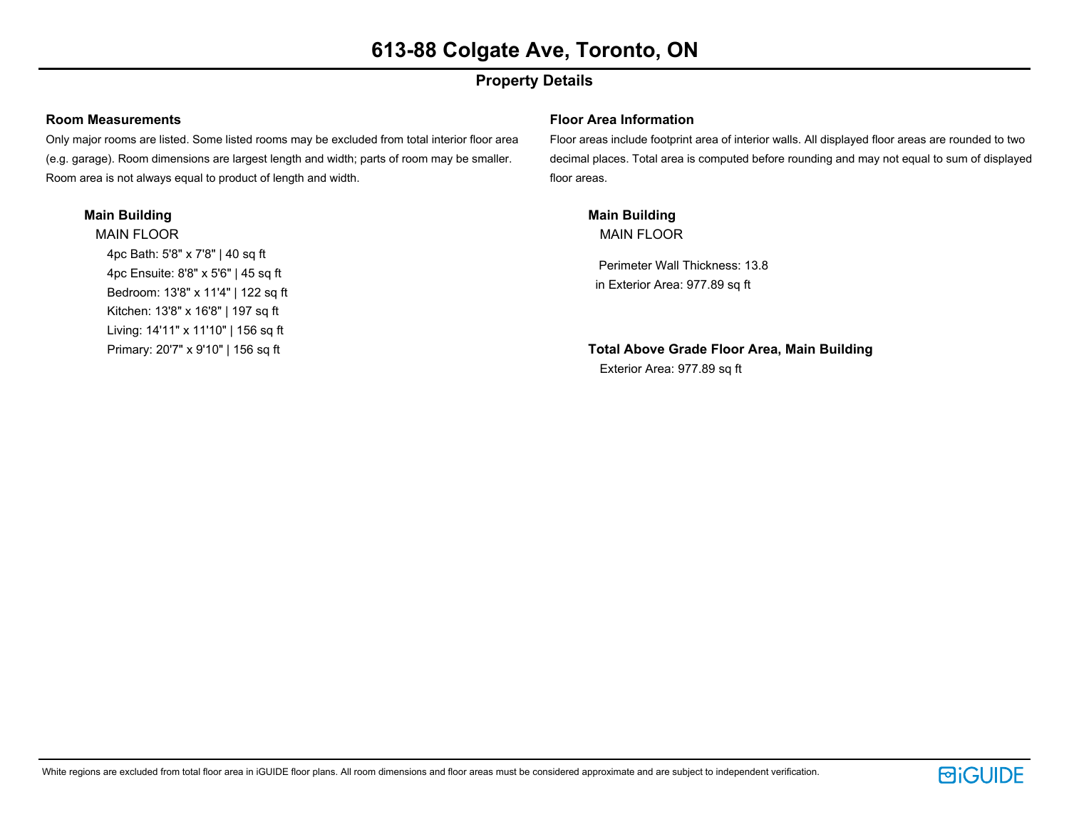# 613-88 Colgate Ave, Toronto, ON

## Property Details

### Room Measurements

Only major rooms are listed. Some listed rooms may be excluded from total interior floor area (e.g. garage). Room dimensions are largest length and width; parts of room may be smaller. Room area is not always equal to product of length and width.

**Main Building**

MAIN FLOOR

- 4pc Bath: 5'8" x 7'8" | 40 sq ft
- 4pc Ensuite: 8'8" x 5'6" | 45 sq ft
- Bedroom: 13'8" x 11'4" | 122 sq ft
- Kitchen: 13'8" x 16'8" | 197 sq ft
- Living: 14'11" x 11'10" | 156 sq ft
- Primary: 20'7" x 9'10" | 156 sq ft

### Floor Area Information

Floor areas include footprint area of interior walls. All displayed floor areas are rounded to two decimal places. Total area is computed before rounding and may not equal to sum of displayed floor areas.

**Main Building**

MAIN FLOOR

Perimeter Wall Thickness: 13.8 in Exterior Area: 977.89 sq ft

**Total Above Grade Floor Area, Main Building**

Exterior Area: 977.89 sq ft

White regions are excluded from total floor area in iGUIDE floor plans. All room dimensions and floor areas must be considered approximate and are subject to independent verification.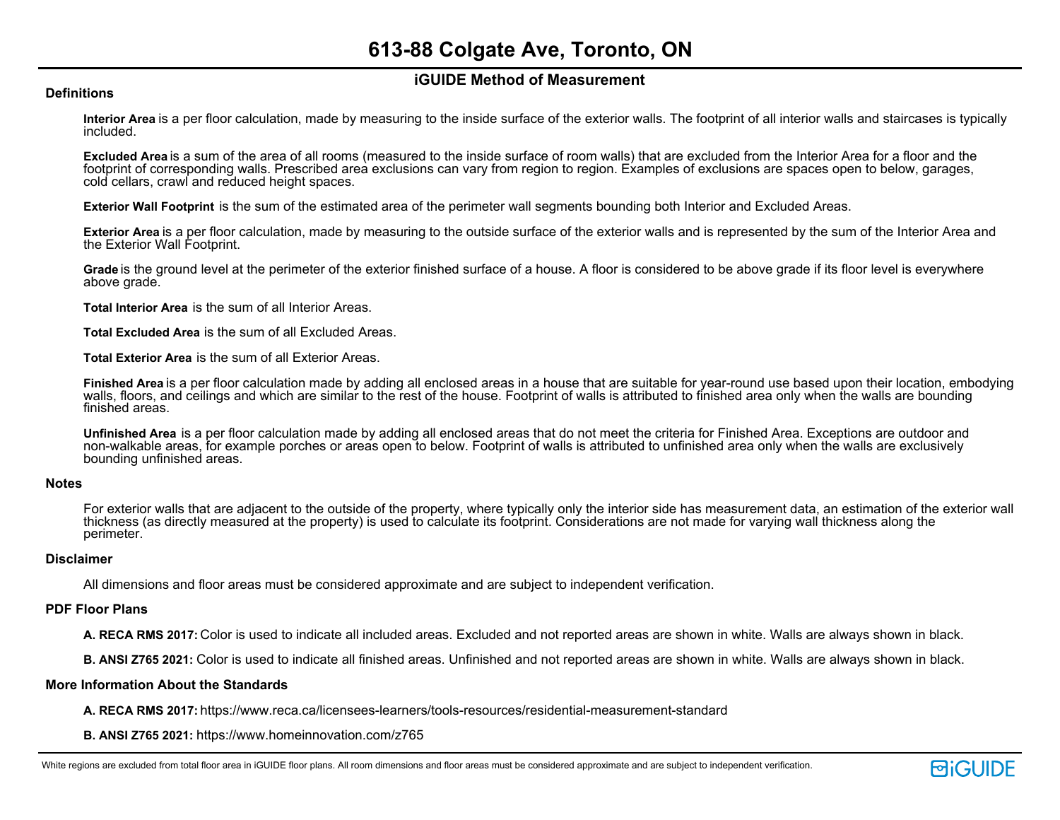# 613-88 Colgate Ave, Toronto, ON

## iGUIDE Method of Measurement

### Definitions

**Interior Area** is a per floor calculation, made by measuring to the inside surface of the exterior walls. The footprint of all interior walls and staircases is typically included.

**Excluded Area** is a sum of the area of all rooms (measured to the inside surface of room walls) that are excluded from the Interior Area for a floor and the footprint of corresponding walls. Prescribed area exclusions can vary from region to region. Examples of exclusions are spaces open to below, garages, cold cellars, crawl and reduced height spaces.

**Exterior Wall Footprint** is the sum of the estimated area of the perimeter wall segments bounding both Interior and Excluded Areas.

**Exterior Area** is a per floor calculation, made by measuring to the outside surface of the exterior walls and is represented by the sum of the Interior Area and the Exterior Wall Footprint.

**Grade** is the ground level at the perimeter of the exterior finished surface of a house. A floor is considered to be above grade if its floor level is everywhere above grade.

**Total Interior Area** is the sum of all Interior Areas.

**Total Excluded Area** is the sum of all Excluded Areas.

**Total Exterior Area** is the sum of all Exterior Areas.

**Finished Area** is a per floor calculation made by adding all enclosed areas in a house that are suitable for year-round use based upon their location, embodying walls, floors, and ceilings and which are similar to the rest of the house. Footprint of walls is attributed to finished area only when the walls are bounding finished areas.

**Unfinished Area** is a per floor calculation made by adding all enclosed areas that do not meet the criteria for Finished Area. Exceptions are outdoor and non-walkable areas, for example porches or areas open to below. Footprint of walls is attributed to unfinished area only when the walls are exclusively bounding unfinished areas.

### Notes

For exterior walls that are adjacent to the outside of the property, where typically only the interior side has measurement data, an estimation of the exterior wall thickness (as directly measured at the property) is used to calculate its footprint. Considerations are not made for varying wall thickness along the perimeter.

### Disclaimer

All dimensions and floor areas must be considered approximate and are subject to independent verification.

### PDF Floor Plans

**A. RECA RMS 2017:** Color is used to indicate all included areas. Excluded and not reported areas are shown in white. Walls are always shown in black.

**B. ANSI Z765 2021:** Color is used to indicate all finished areas. Unfinished and not reported areas are shown in white. Walls are always shown in black.

### More Information About the Standards

**A. RECA RMS 2017:** https://www.reca.ca/licensees-learners/tools-resources/residential-measurement-standard

**B. ANSI Z765 2021:** https://www.homeinnovation.com/z765

White regions are excluded from total floor area in iGUIDE floor plans. All room dimensions and floor areas must be considered approximate and are subject to independent verification.